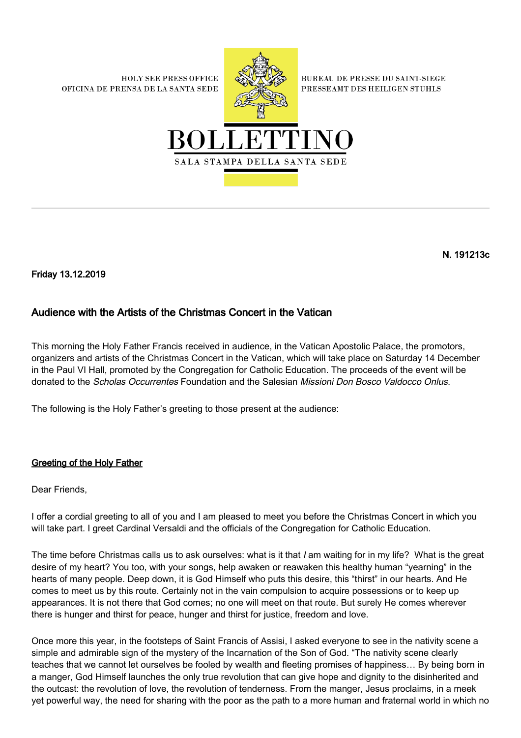HOLY SEE PRESS OFFICE
OFICINA DE PRENSA DE LA SANTA SEDE

BUREAU DE PRESSE DU SAINT-SIEGE
PRESSEAMT DES HEILIGEN STUHLS

# BOLLETTINO

SALA STAMPA DELLA SANTA SEDE

**N. 191213c**

**Friday 13.12.2019**

## Audience with the Artists of the Christmas Concert in the Vatican

This morning the Holy Father Francis received in audience, in the Vatican Apostolic Palace, the promotors, organizers and artists of the Christmas Concert in the Vatican, which will take place on Saturday 14 December in the Paul VI Hall, promoted by the Congregation for Catholic Education. The proceeds of the event will be donated to the *Scholas Occurrentes* Foundation and the Salesian *Missioni Don Bosco Valdocco Onlus*.

The following is the Holy Father's greeting to those present at the audience:

### Greeting of the Holy Father

Dear Friends,

I offer a cordial greeting to all of you and I am pleased to meet you before the Christmas Concert in which you will take part. I greet Cardinal Versaldi and the officials of the Congregation for Catholic Education.

The time before Christmas calls us to ask ourselves: what is it that *I* am waiting for in my life? What is the great desire of my heart? You too, with your songs, help awaken or reawaken this healthy human "yearning" in the hearts of many people. Deep down, it is God Himself who puts this desire, this "thirst" in our hearts. And He comes to meet us by this route. Certainly not in the vain compulsion to acquire possessions or to keep up appearances. It is not there that God comes; no one will meet on that route. But surely He comes wherever there is hunger and thirst for peace, hunger and thirst for justice, freedom and love.

Once more this year, in the footsteps of Saint Francis of Assisi, I asked everyone to see in the nativity scene a simple and admirable sign of the mystery of the Incarnation of the Son of God. "The nativity scene clearly teaches that we cannot let ourselves be fooled by wealth and fleeting promises of happiness… By being born in a manger, God Himself launches the only true revolution that can give hope and dignity to the disinherited and the outcast: the revolution of love, the revolution of tenderness. From the manger, Jesus proclaims, in a meek yet powerful way, the need for sharing with the poor as the path to a more human and fraternal world in which no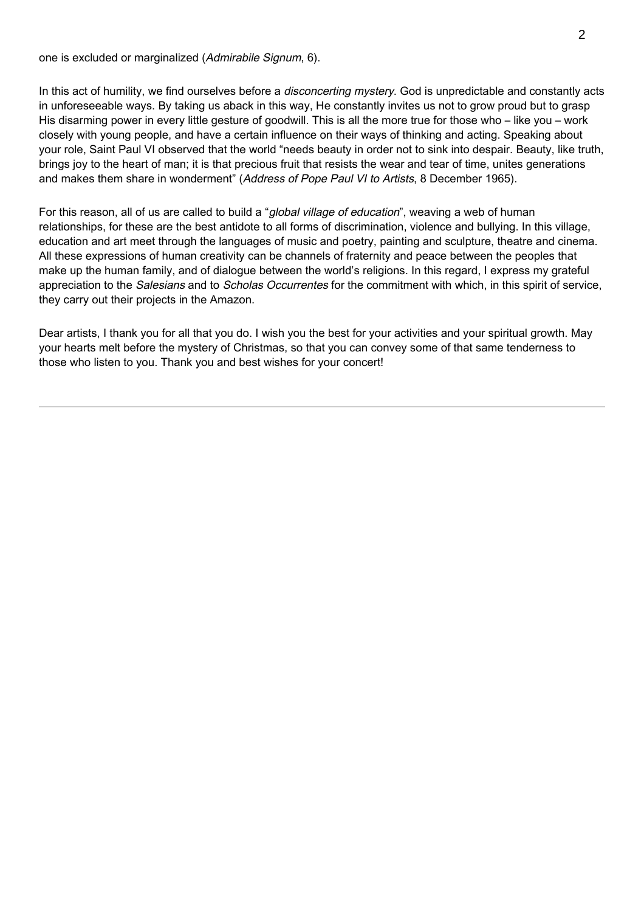one is excluded or marginalized (*Admirabile Signum*, 6).

In this act of humility, we find ourselves before a *disconcerting mystery*. God is unpredictable and constantly acts in unforeseeable ways. By taking us aback in this way, He constantly invites us not to grow proud but to grasp His disarming power in every little gesture of goodwill. This is all the more true for those who – like you – work closely with young people, and have a certain influence on their ways of thinking and acting. Speaking about your role, Saint Paul VI observed that the world "needs beauty in order not to sink into despair. Beauty, like truth, brings joy to the heart of man; it is that precious fruit that resists the wear and tear of time, unites generations and makes them share in wonderment" (*Address of Pope Paul VI to Artists*, 8 December 1965).

For this reason, all of us are called to build a "*global village of education*", weaving a web of human relationships, for these are the best antidote to all forms of discrimination, violence and bullying. In this village, education and art meet through the languages of music and poetry, painting and sculpture, theatre and cinema. All these expressions of human creativity can be channels of fraternity and peace between the peoples that make up the human family, and of dialogue between the world's religions. In this regard, I express my grateful appreciation to the *Salesians* and to *Scholas Occurrentes* for the commitment with which, in this spirit of service, they carry out their projects in the Amazon.

Dear artists, I thank you for all that you do. I wish you the best for your activities and your spiritual growth. May your hearts melt before the mystery of Christmas, so that you can convey some of that same tenderness to those who listen to you. Thank you and best wishes for your concert!